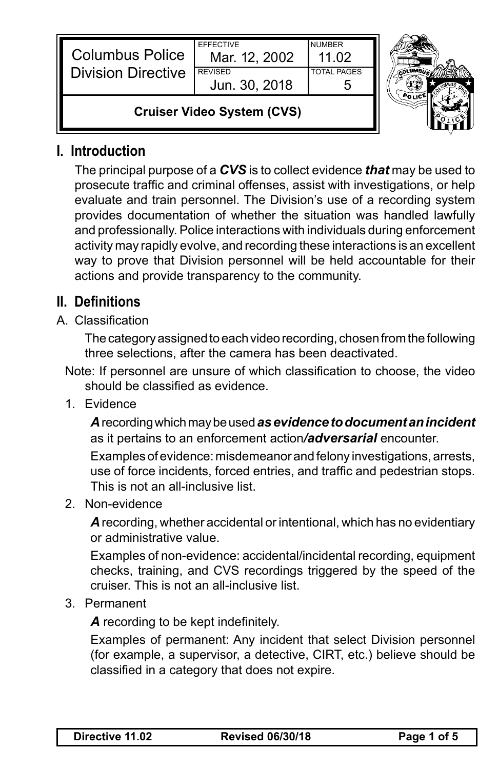| Columbus Police Division Directive | EFFECTIVE Mar. 12, 2002 | NUMBER 11.02 |
|---|---|---|
| | REVISED Jun. 30, 2018 | TOTAL PAGES 5 |

**Cruiser Video System (CVS)**

## I. Introduction

The principal purpose of a ***CVS*** is to collect evidence ***that*** may be used to prosecute traffic and criminal offenses, assist with investigations, or help evaluate and train personnel. The Division's use of a recording system provides documentation of whether the situation was handled lawfully and professionally. Police interactions with individuals during enforcement activity may rapidly evolve, and recording these interactions is an excellent way to prove that Division personnel will be held accountable for their actions and provide transparency to the community.

## II. Definitions

A. Classification

The category assigned to each video recording, chosen from the following three selections, after the camera has been deactivated.

Note: If personnel are unsure of which classification to choose, the video should be classified as evidence.

1. Evidence

   ***A*** recording which may be used ***as evidence to document an incident*** as it pertains to an enforcement action***/adversarial*** encounter.

   Examples of evidence: misdemeanor and felony investigations, arrests, use of force incidents, forced entries, and traffic and pedestrian stops. This is not an all-inclusive list.

2. Non-evidence

   ***A*** recording, whether accidental or intentional, which has no evidentiary or administrative value.

   Examples of non-evidence: accidental/incidental recording, equipment checks, training, and CVS recordings triggered by the speed of the cruiser. This is not an all-inclusive list.

3. Permanent

   ***A*** recording to be kept indefinitely.

   Examples of permanent: Any incident that select Division personnel (for example, a supervisor, a detective, CIRT, etc.) believe should be classified in a category that does not expire.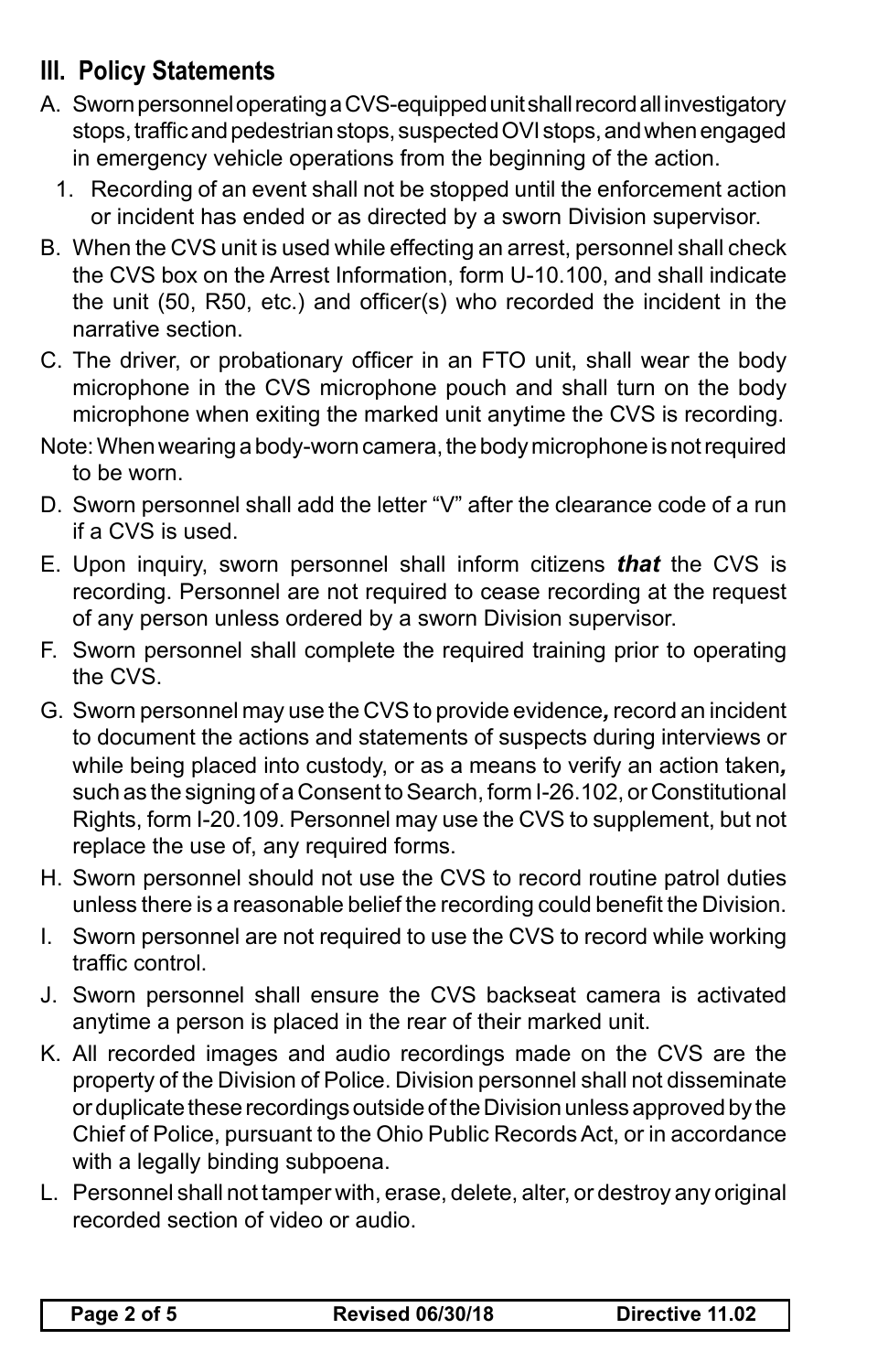## III. Policy Statements

A. Sworn personnel operating a CVS-equipped unit shall record all investigatory stops, traffic and pedestrian stops, suspected OVI stops, and when engaged in emergency vehicle operations from the beginning of the action.

   1. Recording of an event shall not be stopped until the enforcement action or incident has ended or as directed by a sworn Division supervisor.

B. When the CVS unit is used while effecting an arrest, personnel shall check the CVS box on the Arrest Information, form U-10.100, and shall indicate the unit (50, R50, etc.) and officer(s) who recorded the incident in the narrative section.

C. The driver, or probationary officer in an FTO unit, shall wear the body microphone in the CVS microphone pouch and shall turn on the body microphone when exiting the marked unit anytime the CVS is recording.

Note: When wearing a body-worn camera, the body microphone is not required to be worn.

D. Sworn personnel shall add the letter "V" after the clearance code of a run if a CVS is used.

E. Upon inquiry, sworn personnel shall inform citizens ***that*** the CVS is recording. Personnel are not required to cease recording at the request of any person unless ordered by a sworn Division supervisor.

F. Sworn personnel shall complete the required training prior to operating the CVS.

G. Sworn personnel may use the CVS to provide evidence***,*** record an incident to document the actions and statements of suspects during interviews or while being placed into custody, or as a means to verify an action taken***,*** such as the signing of a Consent to Search, form I-26.102, or Constitutional Rights, form I-20.109. Personnel may use the CVS to supplement, but not replace the use of, any required forms.

H. Sworn personnel should not use the CVS to record routine patrol duties unless there is a reasonable belief the recording could benefit the Division.

I. Sworn personnel are not required to use the CVS to record while working traffic control.

J. Sworn personnel shall ensure the CVS backseat camera is activated anytime a person is placed in the rear of their marked unit.

K. All recorded images and audio recordings made on the CVS are the property of the Division of Police. Division personnel shall not disseminate or duplicate these recordings outside of the Division unless approved by the Chief of Police, pursuant to the Ohio Public Records Act, or in accordance with a legally binding subpoena.

L. Personnel shall not tamper with, erase, delete, alter, or destroy any original recorded section of video or audio.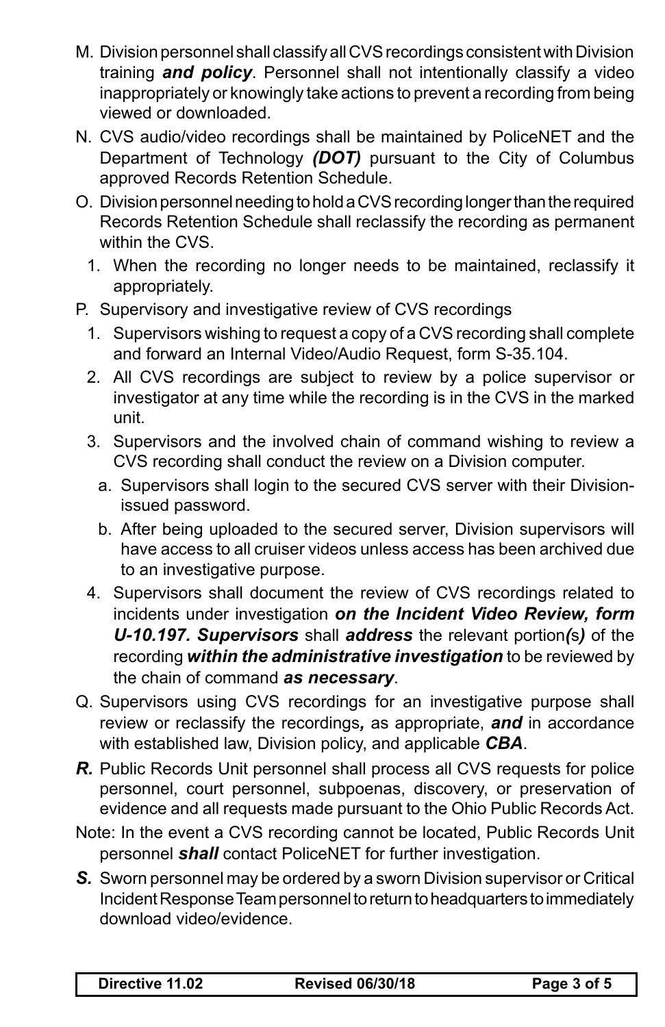M. Division personnel shall classify all CVS recordings consistent with Division training ***and policy***. Personnel shall not intentionally classify a video inappropriately or knowingly take actions to prevent a recording from being viewed or downloaded.

N. CVS audio/video recordings shall be maintained by PoliceNET and the Department of Technology ***(DOT)*** pursuant to the City of Columbus approved Records Retention Schedule.

O. Division personnel needing to hold a CVS recording longer than the required Records Retention Schedule shall reclassify the recording as permanent within the CVS.

   1. When the recording no longer needs to be maintained, reclassify it appropriately.

P. Supervisory and investigative review of CVS recordings

   1. Supervisors wishing to request a copy of a CVS recording shall complete and forward an Internal Video/Audio Request, form S-35.104.
   2. All CVS recordings are subject to review by a police supervisor or investigator at any time while the recording is in the CVS in the marked unit.
   3. Supervisors and the involved chain of command wishing to review a CVS recording shall conduct the review on a Division computer.
      a. Supervisors shall login to the secured CVS server with their Division-issued password.
      b. After being uploaded to the secured server, Division supervisors will have access to all cruiser videos unless access has been archived due to an investigative purpose.
   4. Supervisors shall document the review of CVS recordings related to incidents under investigation ***on the Incident Video Review, form U-10.197. Supervisors*** shall ***address*** the relevant portion***(***s***)*** of the recording ***within the administrative investigation*** to be reviewed by the chain of command ***as necessary***.

Q. Supervisors using CVS recordings for an investigative purpose shall review or reclassify the recordings***,*** as appropriate, ***and*** in accordance with established law, Division policy, and applicable ***CBA***.

***R.*** Public Records Unit personnel shall process all CVS requests for police personnel, court personnel, subpoenas, discovery, or preservation of evidence and all requests made pursuant to the Ohio Public Records Act.

Note: In the event a CVS recording cannot be located, Public Records Unit personnel ***shall*** contact PoliceNET for further investigation.

***S.*** Sworn personnel may be ordered by a sworn Division supervisor or Critical Incident Response Team personnel to return to headquarters to immediately download video/evidence.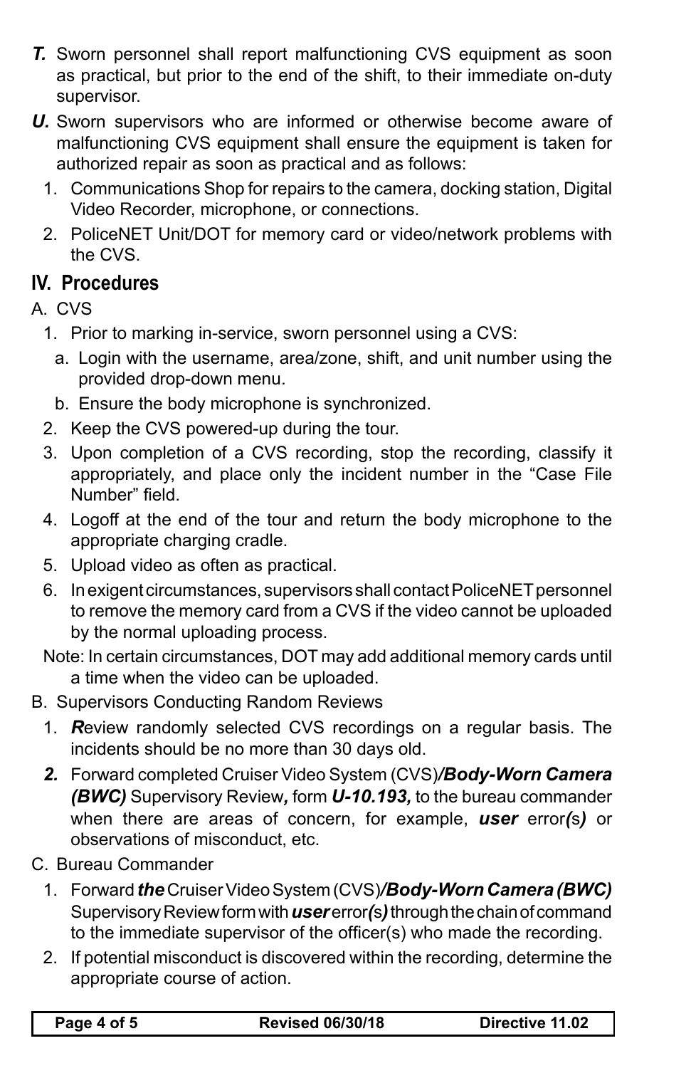***T.*** Sworn personnel shall report malfunctioning CVS equipment as soon as practical, but prior to the end of the shift, to their immediate on-duty supervisor.

***U.*** Sworn supervisors who are informed or otherwise become aware of malfunctioning CVS equipment shall ensure the equipment is taken for authorized repair as soon as practical and as follows:

1. Communications Shop for repairs to the camera, docking station, Digital Video Recorder, microphone, or connections.
2. PoliceNET Unit/DOT for memory card or video/network problems with the CVS.

## IV. Procedures

A. CVS

1. Prior to marking in-service, sworn personnel using a CVS:
   a. Login with the username, area/zone, shift, and unit number using the provided drop-down menu.
   b. Ensure the body microphone is synchronized.
2. Keep the CVS powered-up during the tour.
3. Upon completion of a CVS recording, stop the recording, classify it appropriately, and place only the incident number in the “Case File Number” field.
4. Logoff at the end of the tour and return the body microphone to the appropriate charging cradle.
5. Upload video as often as practical.
6. In exigent circumstances, supervisors shall contact PoliceNET personnel to remove the memory card from a CVS if the video cannot be uploaded by the normal uploading process.

Note: In certain circumstances, DOT may add additional memory cards until a time when the video can be uploaded.

B. Supervisors Conducting Random Reviews

1. ***R***eview randomly selected CVS recordings on a regular basis. The incidents should be no more than 30 days old.
2. Forward completed Cruiser Video System (CVS)***/Body-Worn Camera (BWC)*** Supervisory Review***,*** form ***U-10.193,*** to the bureau commander when there are areas of concern, for example, ***user*** error***(***s***)*** or observations of misconduct, etc.

C. Bureau Commander

1. Forward ***the*** Cruiser Video System (CVS)***/Body-Worn Camera (BWC)*** Supervisory Review form with ***user*** error***(***s***)*** through the chain of command to the immediate supervisor of the officer(s) who made the recording.
2. If potential misconduct is discovered within the recording, determine the appropriate course of action.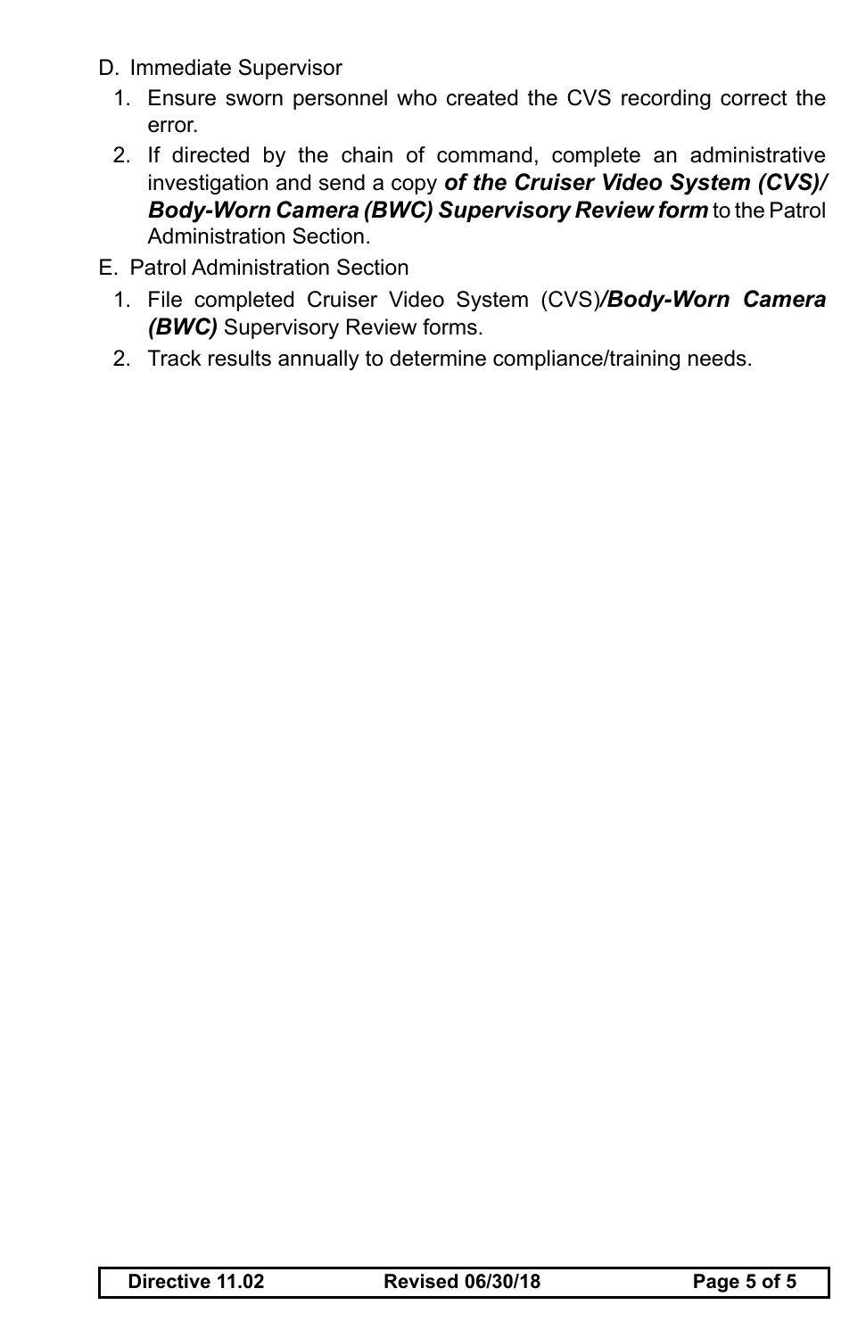D. Immediate Supervisor

1. Ensure sworn personnel who created the CVS recording correct the error.
2. If directed by the chain of command, complete an administrative investigation and send a copy ***of the Cruiser Video System (CVS)/ Body-Worn Camera (BWC) Supervisory Review form*** to the Patrol Administration Section.

E. Patrol Administration Section

1. File completed Cruiser Video System (CVS)***/Body-Worn Camera (BWC)*** Supervisory Review forms.
2. Track results annually to determine compliance/training needs.